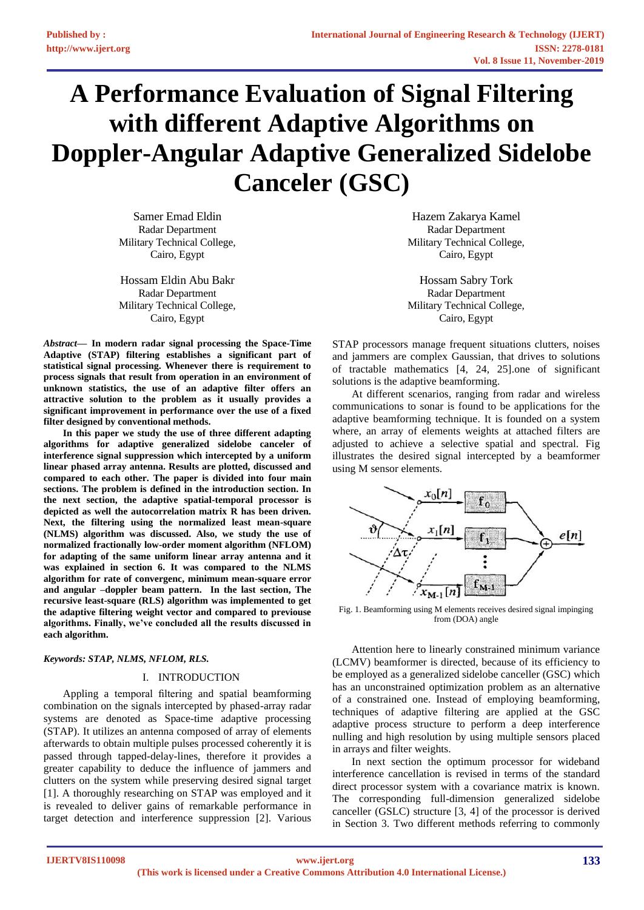# A Performance Evaluation of Signal Filtering with different Adaptive Algorithms on Doppler-Angular Adaptive Generalized Sidelobe Canceler (GSC)

Samer Emad Eldin
Radar Department
Military Technical College,
Cairo, Egypt

Hazem Zakarya Kamel
Radar Department
Military Technical College,
Cairo, Egypt

Hossam Eldin Abu Bakr
Radar Department
Military Technical College,
Cairo, Egypt

Hossam Sabry Tork
Radar Department
Military Technical College,
Cairo, Egypt

***Abstract*— In modern radar signal processing the Space-Time Adaptive (STAP) filtering establishes a significant part of statistical signal processing. Whenever there is requirement to process signals that result from operation in an environment of unknown statistics, the use of an adaptive filter offers an attractive solution to the problem as it usually provides a significant improvement in performance over the use of a fixed filter designed by conventional methods.**

**In this paper we study the use of three different adapting algorithms for adaptive generalized sidelobe canceler of interference signal suppression which intercepted by a uniform linear phased array antenna. Results are plotted, discussed and compared to each other. The paper is divided into four main sections. The problem is defined in the introduction section. In the next section, the adaptive spatial-temporal processor is depicted as well the autocorrelation matrix R has been driven. Next, the filtering using the normalized least mean-square (NLMS) algorithm was discussed. Also, we study the use of normalized fractionally low-order moment algorithm (NFLOM) for adapting of the same uniform linear array antenna and it was explained in section 6. It was compared to the NLMS algorithm for rate of convergenc, minimum mean-square error and angular –doppler beam pattern. In the last section, The recursive least-square (RLS) algorithm was implemented to get the adaptive filtering weight vector and compared to previouse algorithms. Finally, we've concluded all the results discussed in each algorithm.**

***Keywords: STAP, NLMS, NFLOM, RLS.***

## I. INTRODUCTION

Appling a temporal filtering and spatial beamforming combination on the signals intercepted by phased-array radar systems are denoted as Space-time adaptive processing (STAP). It utilizes an antenna composed of array of elements afterwards to obtain multiple pulses processed coherently it is passed through tapped-delay-lines, therefore it provides a greater capability to deduce the influence of jammers and clutters on the system while preserving desired signal target [1]. A thoroughly researching on STAP was employed and it is revealed to deliver gains of remarkable performance in target detection and interference suppression [2]. Various STAP processors manage frequent situations clutters, noises and jammers are complex Gaussian, that drives to solutions of tractable mathematics [4, 24, 25].one of significant solutions is the adaptive beamforming.

At different scenarios, ranging from radar and wireless communications to sonar is found to be applications for the adaptive beamforming technique. It is founded on a system where, an array of elements weights at attached filters are adjusted to achieve a selective spatial and spectral. Fig illustrates the desired signal intercepted by a beamformer using M sensor elements.

Fig. 1. Beamforming using M elements receives desired signal impinging from (DOA) angle

Attention here to linearly constrained minimum variance (LCMV) beamformer is directed, because of its efficiency to be employed as a generalized sidelobe canceller (GSC) which has an unconstrained optimization problem as an alternative of a constrained one. Instead of employing beamforming, techniques of adaptive filtering are applied at the GSC adaptive process structure to perform a deep interference nulling and high resolution by using multiple sensors placed in arrays and filter weights.

In next section the optimum processor for wideband interference cancellation is revised in terms of the standard direct processor system with a covariance matrix is known. The corresponding full-dimension generalized sidelobe canceller (GSLC) structure [3, 4] of the processor is derived in Section 3. Two different methods referring to commonly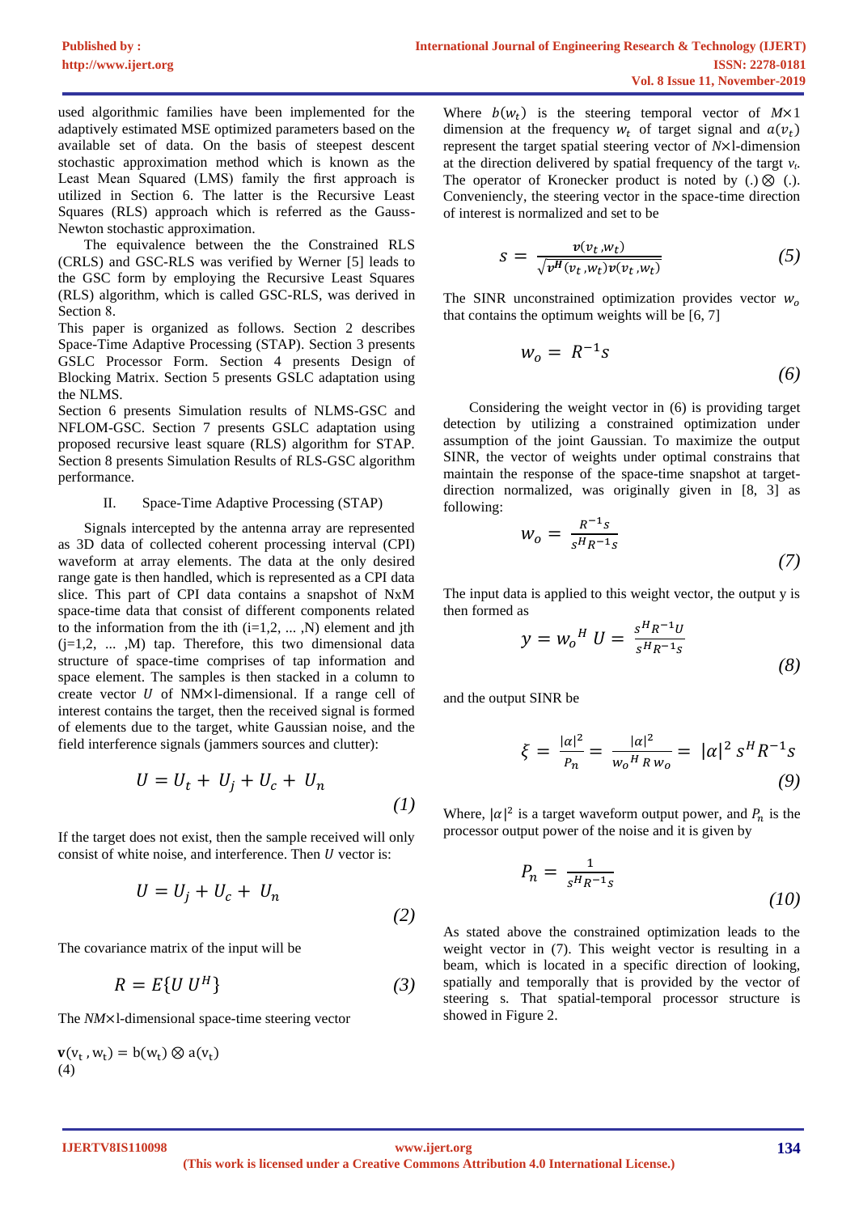used algorithmic families have been implemented for the adaptively estimated MSE optimized parameters based on the available set of data. On the basis of steepest descent stochastic approximation method which is known as the Least Mean Squared (LMS) family the first approach is utilized in Section 6. The latter is the Recursive Least Squares (RLS) approach which is referred as the Gauss-Newton stochastic approximation.

The equivalence between the the Constrained RLS (CRLS) and GSC-RLS was verified by Werner [5] leads to the GSC form by employing the Recursive Least Squares (RLS) algorithm, which is called GSC-RLS, was derived in Section 8.

This paper is organized as follows. Section 2 describes Space-Time Adaptive Processing (STAP). Section 3 presents GSLC Processor Form. Section 4 presents Design of Blocking Matrix. Section 5 presents GSLC adaptation using the NLMS.

Section 6 presents Simulation results of NLMS-GSC and NFLOM-GSC. Section 7 presents GSLC adaptation using proposed recursive least square (RLS) algorithm for STAP. Section 8 presents Simulation Results of RLS-GSC algorithm performance.

## II. Space-Time Adaptive Processing (STAP)

Signals intercepted by the antenna array are represented as 3D data of collected coherent processing interval (CPI) waveform at array elements. The data at the only desired range gate is then handled, which is represented as a CPI data slice. This part of CPI data contains a snapshot of NxM space-time data that consist of different components related to the information from the ith (i=1,2, ... ,N) element and jth (j=1,2, ... ,M) tap. Therefore, this two dimensional data structure of space-time comprises of tap information and space element. The samples is then stacked in a column to create vector $U$ of NM×l-dimensional. If a range cell of interest contains the target, then the received signal is formed of elements due to the target, white Gaussian noise, and the field interference signals (jammers sources and clutter):

$$U = U_t + U_j + U_c + U_n \tag{1}$$

If the target does not exist, then the sample received will only consist of white noise, and interference. Then $U$ vector is:

$$U = U_j + U_c + U_n \tag{2}$$

The covariance matrix of the input will be

$$R = E\{U\, U^H\} \tag{3}$$

The $NM$×l-dimensional space-time steering vector

$$\mathbf{v}(v_t\,, w_t) = b(w_t) \otimes a(v_t) \tag{4}$$

Where $b(w_t)$ is the steering temporal vector of $M$×1 dimension at the frequency $w_t$ of target signal and $a(v_t)$ represent the target spatial steering vector of $N$×l-dimension at the direction delivered by spatial frequency of the targt $v_t$. The operator of Kronecker product is noted by $(.) \otimes (.)$. Conveniencly, the steering vector in the space-time direction of interest is normalized and set to be

$$s = \frac{\boldsymbol{v}(v_t\,, w_t)}{\sqrt{\boldsymbol{v}^{\boldsymbol{H}}(v_t\,, w_t)\boldsymbol{v}(v_t\,, w_t)}} \tag{5}$$

The SINR unconstrained optimization provides vector $w_o$ that contains the optimum weights will be [6, 7]

$$w_o = R^{-1}s \tag{6}$$

Considering the weight vector in (6) is providing target detection by utilizing a constrained optimization under assumption of the joint Gaussian. To maximize the output SINR, the vector of weights under optimal constrains that maintain the response of the space-time snapshot at target-direction normalized, was originally given in [8, 3] as following:

$$w_o = \frac{R^{-1}s}{s^H R^{-1} s} \tag{7}$$

The input data is applied to this weight vector, the output y is then formed as

$$y = {w_o}^H\, U = \frac{s^H R^{-1} U}{s^H R^{-1} s} \tag{8}$$

and the output SINR be

$$\xi = \frac{|\alpha|^2}{P_n} = \frac{|\alpha|^2}{{w_o}^H\, R\, w_o} = |\alpha|^2\, s^H R^{-1} s \tag{9}$$

Where, $|\alpha|^2$ is a target waveform output power, and $P_n$ is the processor output power of the noise and it is given by

$$P_n = \frac{1}{s^H R^{-1} s} \tag{10}$$

As stated above the constrained optimization leads to the weight vector in (7). This weight vector is resulting in a beam, which is located in a specific direction of looking, spatially and temporally that is provided by the vector of steering s. That spatial-temporal processor structure is showed in Figure 2.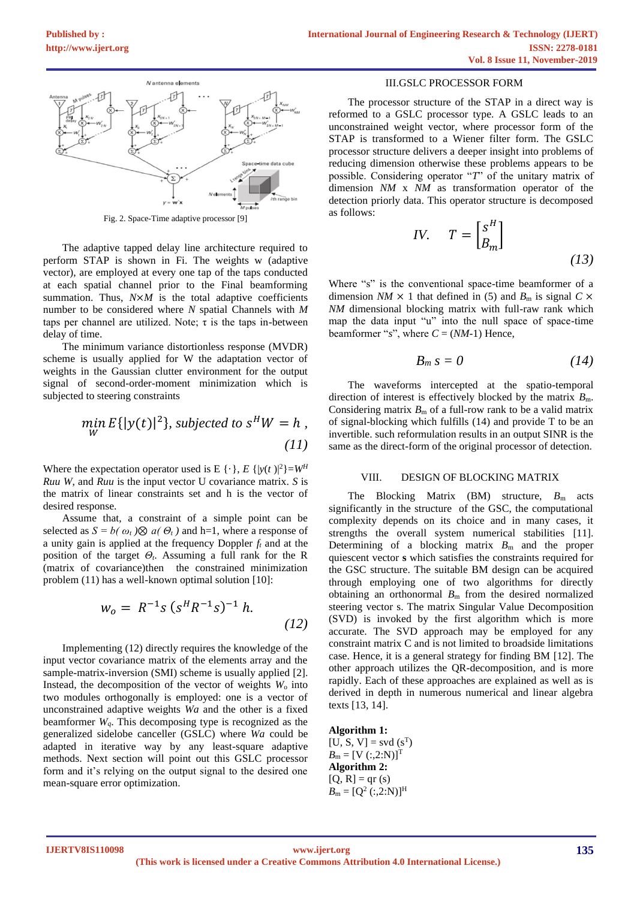Fig. 2. Space-Time adaptive processor [9]

The adaptive tapped delay line architecture required to perform STAP is shown in Fi. The weights w (adaptive vector), are employed at every one tap of the taps conducted at each spatial channel prior to the Final beamforming summation. Thus, $N{\times}M$ is the total adaptive coefficients number to be considered where $N$ spatial Channels with $M$ taps per channel are utilized. Note; $\tau$ is the taps in-between delay of time.

The minimum variance distortionless response (MVDR) scheme is usually applied for W the adaptation vector of weights in the Gaussian clutter environment for the output signal of second-order-moment minimization which is subjected to steering constraints

$$\min_{W} E\{|y(t)|^2\},\ subjected\ to\ s^H W = h\ , \tag{11}$$

Where the expectation operator used is E {·}, $E\{|y(t)|^2\}=W^H Ruu\ W$, and $Ruu$ is the input vector U covariance matrix. $S$ is the matrix of linear constraints set and h is the vector of desired response.

Assume that, a constraint of a simple point can be selected as $S = b(\omega_t) \otimes a(\Theta_t)$ and h=1, where a response of a unity gain is applied at the frequency Doppler $f_t$ and at the position of the target $\Theta_t$. Assuming a full rank for the R (matrix of covariance)then the constrained minimization problem (11) has a well-known optimal solution [10]:

$$w_o = R^{-1} s\, (s^H R^{-1} s)^{-1}\, h. \tag{12}$$

Implementing (12) directly requires the knowledge of the input vector covariance matrix of the elements array and the sample-matrix-inversion (SMI) scheme is usually applied [2]. Instead, the decomposition of the vector of weights $W_o$ into two modules orthogonally is employed: one is a vector of unconstrained adaptive weights $Wa$ and the other is a fixed beamformer $W_q$. This decomposing type is recognized as the generalized sidelobe canceller (GSLC) where $Wa$ could be adapted in iterative way by any least-square adaptive methods. Next section will point out this GSLC processor form and it's relying on the output signal to the desired one mean-square error optimization.

## III.GSLC PROCESSOR FORM

The processor structure of the STAP in a direct way is reformed to a GSLC processor type. A GSLC leads to an unconstrained weight vector, where processor form of the STAP is transformed to a Wiener filter form. The GSLC processor structure delivers a deeper insight into problems of reducing dimension otherwise these problems appears to be possible. Considering operator "$T$" of the unitary matrix of dimension $NM$ x $NM$ as transformation operator of the detection priorly data. This operator structure is decomposed as follows:

$$IV. \quad T = \begin{bmatrix} s^H \\ B_m \end{bmatrix} \tag{13}$$

Where "s" is the conventional space-time beamformer of a dimension $NM \times 1$ that defined in (5) and $B_m$ is signal $C \times NM$ dimensional blocking matrix with full-raw rank which map the data input "u" into the null space of space-time beamformer "s", where $C = (NM\text{-}1)$ Hence,

$$B_m\, s = 0 \tag{14}$$

The waveforms intercepted at the spatio-temporal direction of interest is effectively blocked by the matrix $B_m$. Considering matrix $B_m$ of a full-row rank to be a valid matrix of signal-blocking which fulfills (14) and provide T to be an invertible. such reformulation results in an output SINR is the same as the direct-form of the original processor of detection.

## VIII. DESIGN OF BLOCKING MATRIX

The Blocking Matrix (BM) structure, $B_m$ acts significantly in the structure of the GSC, the computational complexity depends on its choice and in many cases, it strengths the overall system numerical stabilities [11]. Determining of a blocking matrix $B_m$ and the proper quiescent vector **s** which satisfies the constraints required for the GSC structure. The suitable BM design can be acquired through employing one of two algorithms for directly obtaining an orthonormal $B_m$ from the desired normalized steering vector s. The matrix Singular Value Decomposition (SVD) is invoked by the first algorithm which is more accurate. The SVD approach may be employed for any constraint matrix C and is not limited to broadside limitations case. Hence, it is a general strategy for finding BM [12]. The other approach utilizes the QR-decomposition, and is more rapidly. Each of these approaches are explained as well as is derived in depth in numerous numerical and linear algebra texts [13, 14].

**Algorithm 1:**
$[U, S, V] = \text{svd}(s^T)$
$B_m = [V(:,2{:}N)]^T$
**Algorithm 2:**
$[Q, R] = \text{qr}(s)$
$B_m = [Q^2(:,2{:}N)]^H$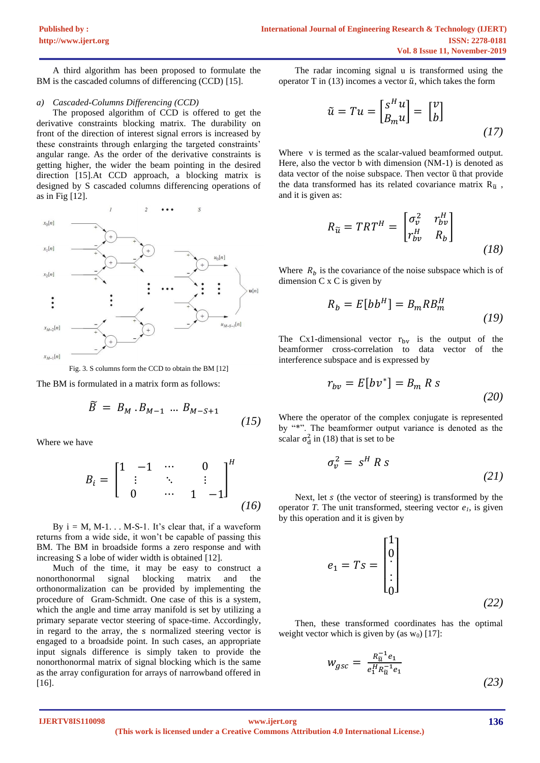A third algorithm has been proposed to formulate the BM is the cascaded columns of differencing (CCD) [15].

*a) Cascaded-Columns Differencing (CCD)*

The proposed algorithm of CCD is offered to get the derivative constraints blocking matrix. The durability on front of the direction of interest signal errors is increased by these constraints through enlarging the targeted constraints' angular range. As the order of the derivative constraints is getting higher, the wider the beam pointing in the desired direction [15].At CCD approach, a blocking matrix is designed by S cascaded columns differencing operations of as in Fig [12].

Fig. 3. S columns form the CCD to obtain the BM [12]

The BM is formulated in a matrix form as follows:

$$\tilde{B} = B_M . B_{M-1} \ldots B_{M-S+1} \tag{15}$$

Where we have

$$B_i = \begin{bmatrix} 1 & -1 & \cdots & & 0 \\ \vdots & & \ddots & & \vdots \\ 0 & & \cdots & 1 & -1 \end{bmatrix}^H \tag{16}$$

By i = M, M-1. . . M-S-1. It's clear that, if a waveform returns from a wide side, it won't be capable of passing this BM. The BM in broadside forms a zero response and with increasing S a lobe of wider width is obtained [12].

Much of the time, it may be easy to construct a nonorthonormal signal blocking matrix and the orthonormalization can be provided by implementing the procedure of Gram-Schmidt. One case of this is a system, which the angle and time array manifold is set by utilizing a primary separate vector steering of space-time. Accordingly, in regard to the array, the s normalized steering vector is engaged to a broadside point. In such cases, an appropriate input signals difference is simply taken to provide the nonorthonormal matrix of signal blocking which is the same as the array configuration for arrays of narrowband offered in [16].

The radar incoming signal u is transformed using the operator T in (13) incomes a vector $\tilde{u}$, which takes the form

$$\tilde{u} = Tu = \begin{bmatrix} s^H u \\ B_m u \end{bmatrix} = \begin{bmatrix} v \\ b \end{bmatrix} \tag{17}$$

Where v is termed as the scalar-valued beamformed output. Here, also the vector b with dimension (NM-1) is denoted as data vector of the noise subspace. Then vector $\tilde{u}$ that provide the data transformed has its related covariance matrix $R_{\tilde{u}}$ , and it is given as:

$$R_{\tilde{u}} = TRT^H = \begin{bmatrix} \sigma_v^2 & r_{bv}^H \\ r_{bv}^H & R_b \end{bmatrix} \tag{18}$$

Where $R_b$ is the covariance of the noise subspace which is of dimension C x C is given by

$$R_b = E[bb^H] = B_m R B_m^H \tag{19}$$

The Cx1-dimensional vector $r_{bv}$ is the output of the beamformer cross-correlation to data vector of the interference subspace and is expressed by

$$r_{bv} = E[bv^*] = B_m \, R \, s \tag{20}$$

Where the operator of the complex conjugate is represented by "*". The beamformer output variance is denoted as the scalar $\sigma_d^2$ in (18) that is set to be

$$\sigma_v^2 = s^H \, R \, s \tag{21}$$

Next, let *s* (the vector of steering) is transformed by the operator *T*. The unit transformed, steering vector $e_1$, is given by this operation and it is given by

$$e_1 = Ts = \begin{bmatrix} 1 \\ 0 \\ \vdots \\ 0 \end{bmatrix} \tag{22}$$

Then, these transformed coordinates has the optimal weight vector which is given by (as $w_0$) [17]:

$$w_{gsc} = \frac{R_{\tilde{u}}^{-1} e_1}{e_1^H R_{\tilde{u}}^{-1} e_1} \tag{23}$$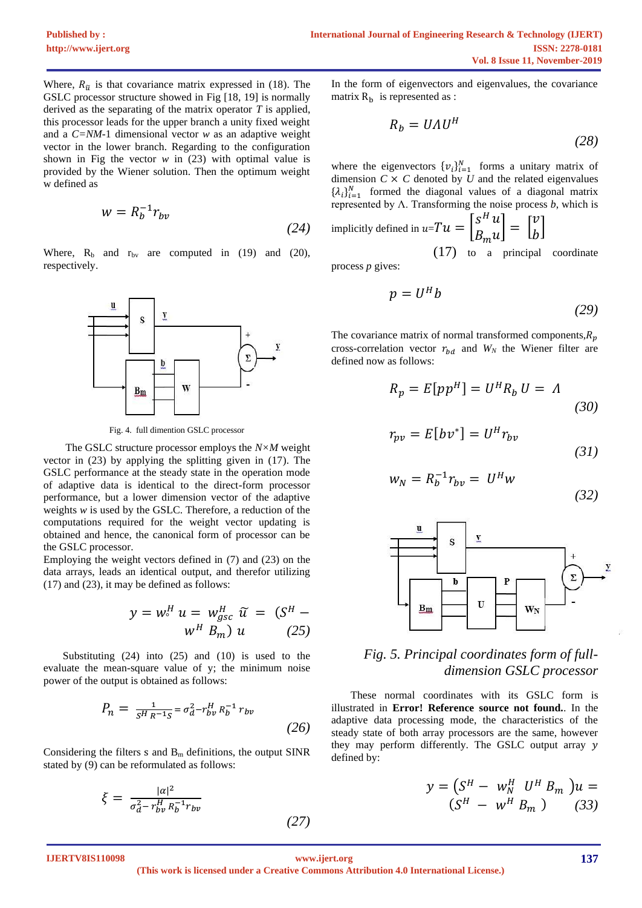Where, $R_{\tilde{u}}$ is that covariance matrix expressed in (18). The GSLC processor structure showed in Fig [18, 19] is normally derived as the separating of the matrix operator $T$ is applied, this processor leads for the upper branch a unity fixed weight and a $C$=$NM$-1 dimensional vector $w$ as an adaptive weight vector in the lower branch. Regarding to the configuration shown in Fig the vector $w$ in (23) with optimal value is provided by the Wiener solution. Then the optimum weight w defined as

$$w = R_b^{-1} r_{bv} \tag{24}$$

Where, $R_b$ and $r_{bv}$ are computed in (19) and (20), respectively.

Fig. 4. full dimention GSLC processor

The GSLC structure processor employs the $N$×$M$ weight vector in (23) by applying the splitting given in (17). The GSLC performance at the steady state in the operation mode of adaptive data is identical to the direct-form processor performance, but a lower dimension vector of the adaptive weights $w$ is used by the GSLC. Therefore, a reduction of the computations required for the weight vector updating is obtained and hence, the canonical form of processor can be the GSLC processor.

Employing the weight vectors defined in (7) and (23) on the data arrays, leads an identical output, and therefor utilizing (17) and (23), it may be defined as follows:

$$y = w_{\circ}^H\, u = w_{gsc}^H\, \tilde{u} = (S^H - w^H\, B_m)\, u \tag{25}$$

Substituting (24) into (25) and (10) is used to the evaluate the mean-square value of y; the minimum noise power of the output is obtained as follows:

$$P_n = \frac{1}{S^H R^{-1} S} = \sigma_d^2 - r_{bv}^H\, R_b^{-1}\, r_{bv} \tag{26}$$

Considering the filters s and $B_m$ definitions, the output SINR stated by (9) can be reformulated as follows:

$$\xi = \frac{|\alpha|^2}{\sigma_d^2 - r_{bv}^H\, R_b^{-1} r_{bv}} \tag{27}$$

In the form of eigenvectors and eigenvalues, the covariance matrix $R_b$ is represented as :

$$R_b = U \Lambda U^H \tag{28}$$

where the eigenvectors $\{v_i\}_{i=1}^{N}$ forms a unitary matrix of dimension $C \times C$ denoted by $U$ and the related eigenvalues $\{\lambda_i\}_{i=1}^{N}$ formed the diagonal values of a diagonal matrix represented by Λ. Transforming the noise process $b$, which is implicitly defined in $u$=$Tu = \begin{bmatrix} S^H u \\ B_m u \end{bmatrix} = \begin{bmatrix} v \\ b \end{bmatrix}$ (17) to a principal coordinate process $p$ gives:

$$p = U^H b \tag{29}$$

The covariance matrix of normal transformed components,$R_p$ cross-correlation vector $r_{bd}$ and $W_N$ the Wiener filter are defined now as follows:

$$R_p = E[pp^H] = U^H R_b\, U = \Lambda \tag{30}$$

$$r_{pv} = E[bv^*] = U^H r_{bv} \tag{31}$$

$$w_N = R_b^{-1} r_{bv} = U^H w \tag{32}$$

*Fig. 5. Principal coordinates form of full-dimension GSLC processor*

These normal coordinates with its GSLC form is illustrated in **Error! Reference source not found.**. In the adaptive data processing mode, the characteristics of the steady state of both array processors are the same, however they may perform differently. The GSLC output array $y$ defined by:

$$y = \left(S^H - w_N^H\; U^H\, B_m\right) u = \left(S^H - w^H\, B_m\right) \tag{33}$$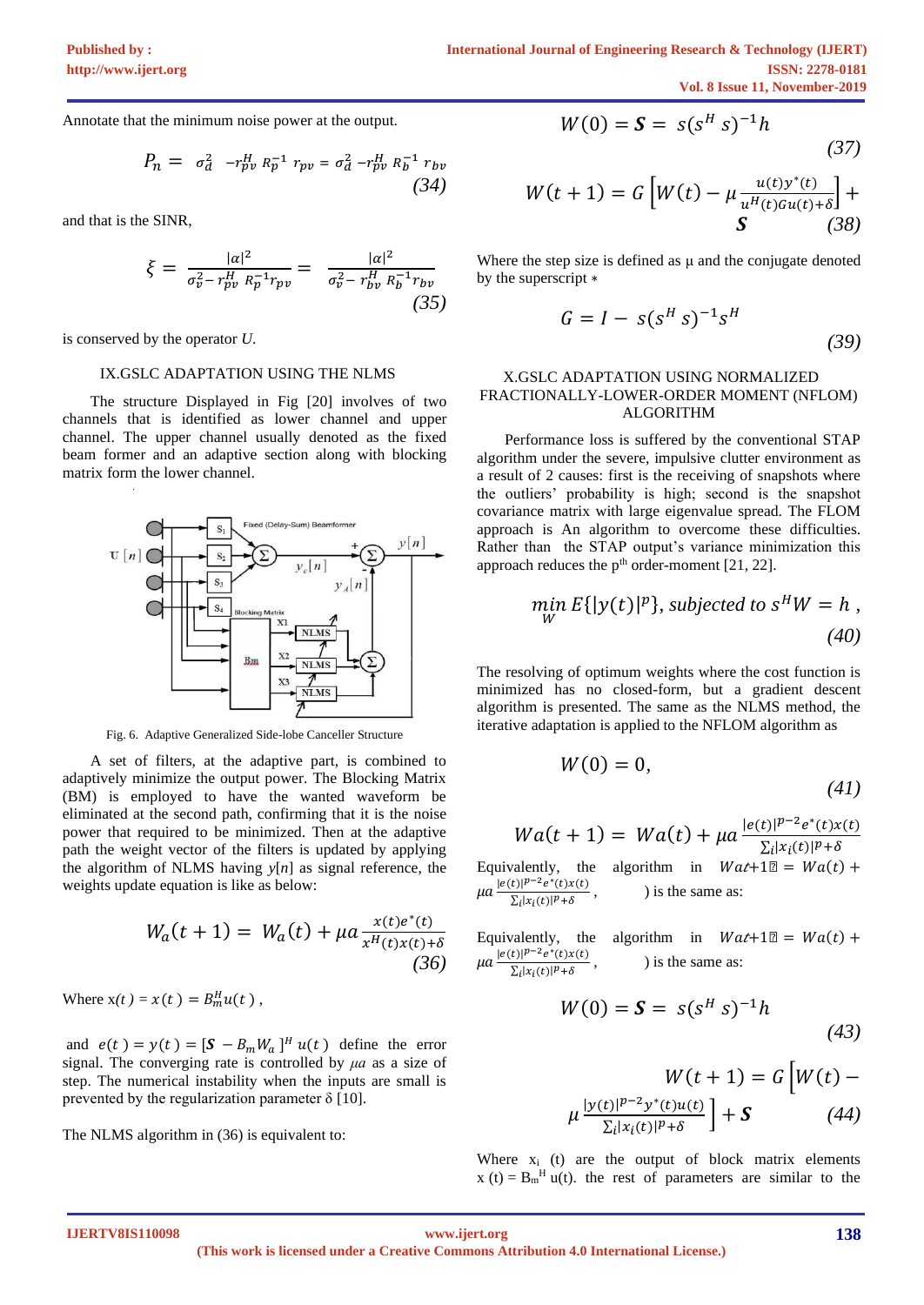Annotate that the minimum noise power at the output.

$$P_n = \sigma_d^2 - r_{pv}^H R_p^{-1} r_{pv} = \sigma_d^2 - r_{pv}^H R_b^{-1} r_{bv} \quad (34)$$

and that is the SINR,

$$\xi = \frac{|\alpha|^2}{\sigma_v^2 - r_{pv}^H R_p^{-1} r_{pv}} = \frac{|\alpha|^2}{\sigma_v^2 - r_{bv}^H R_b^{-1} r_{bv}} \quad (35)$$

is conserved by the operator *U*.

## IX.GSLC ADAPTATION USING THE NLMS

The structure Displayed in Fig [20] involves of two channels that is identified as lower channel and upper channel. The upper channel usually denoted as the fixed beam former and an adaptive section along with blocking matrix form the lower channel.

Fig. 6. Adaptive Generalized Side-lobe Canceller Structure

A set of filters, at the adaptive part, is combined to adaptively minimize the output power. The Blocking Matrix (BM) is employed to have the wanted waveform be eliminated at the second path, confirming that it is the noise power that required to be minimized. Then at the adaptive path the weight vector of the filters is updated by applying the algorithm of NLMS having $y[n]$ as signal reference, the weights update equation is like as below:

$$W_a(t+1) = W_a(t) + \mu a \frac{x(t)e^*(t)}{x^H(t)x(t)+\delta} \quad (36)$$

Where $x(t) = x(t) = B_m^H u(t)$,

and $e(t) = y(t) = [\boldsymbol{S} - B_m W_a]^H u(t)$ define the error signal. The converging rate is controlled by $\mu a$ as a size of step. The numerical instability when the inputs are small is prevented by the regularization parameter δ [10].

The NLMS algorithm in (36) is equivalent to:

$$W(0) = \boldsymbol{S} = s(s^H s)^{-1} h \quad (37)$$

$$W(t+1) = G\left[W(t) - \mu \frac{u(t)y^*(t)}{u^H(t)Gu(t)+\delta}\right] + \boldsymbol{S} \quad (38)$$

Where the step size is defined as μ and the conjugate denoted by the superscript *

$$G = I - s(s^H s)^{-1} s^H \quad (39)$$

## X.GSLC ADAPTATION USING NORMALIZED FRACTIONALLY-LOWER-ORDER MOMENT (NFLOM) ALGORITHM

Performance loss is suffered by the conventional STAP algorithm under the severe, impulsive clutter environment as a result of 2 causes: first is the receiving of snapshots where the outliers' probability is high; second is the snapshot covariance matrix with large eigenvalue spread. The FLOM approach is An algorithm to overcome these difficulties. Rather than the STAP output's variance minimization this approach reduces the p[th] order-moment [21, 22].

$$\min_W E\{|y(t)|^p\}, \text{ subjected to } s^H W = h, \quad (40)$$

The resolving of optimum weights where the cost function is minimized has no closed-form, but a gradient descent algorithm is presented. The same as the NLMS method, the iterative adaptation is applied to the NFLOM algorithm as

$$W(0) = 0, \quad (41)$$

$$Wa(t+1) = Wa(t) + \mu a \frac{|e(t)|^{p-2} e^*(t) x(t)}{\sum_i |x_i(t)|^p + \delta}$$

Equivalently, the algorithm in $Wa(t+1) = Wa(t) + \mu a \frac{|e(t)|^{p-2} e^*(t)x(t)}{\sum_i |x_i(t)|^p+\delta}$, ) is the same as:

Equivalently, the algorithm in $Wa(t+1) = Wa(t) + \mu a \frac{|e(t)|^{p-2} e^*(t)x(t)}{\sum_i |x_i(t)|^p+\delta}$, ) is the same as:

$$W(0) = \boldsymbol{S} = s(s^H s)^{-1} h \quad (43)$$

$$W(t+1) = G\left[W(t) - \mu \frac{|y(t)|^{p-2} y^*(t) u(t)}{\sum_i |x_i(t)|^p + \delta}\right] + \boldsymbol{S} \quad (44)$$

Where $x_i(t)$ are the output of block matrix elements $x(t) = B_m^H u(t)$. the rest of parameters are similar to the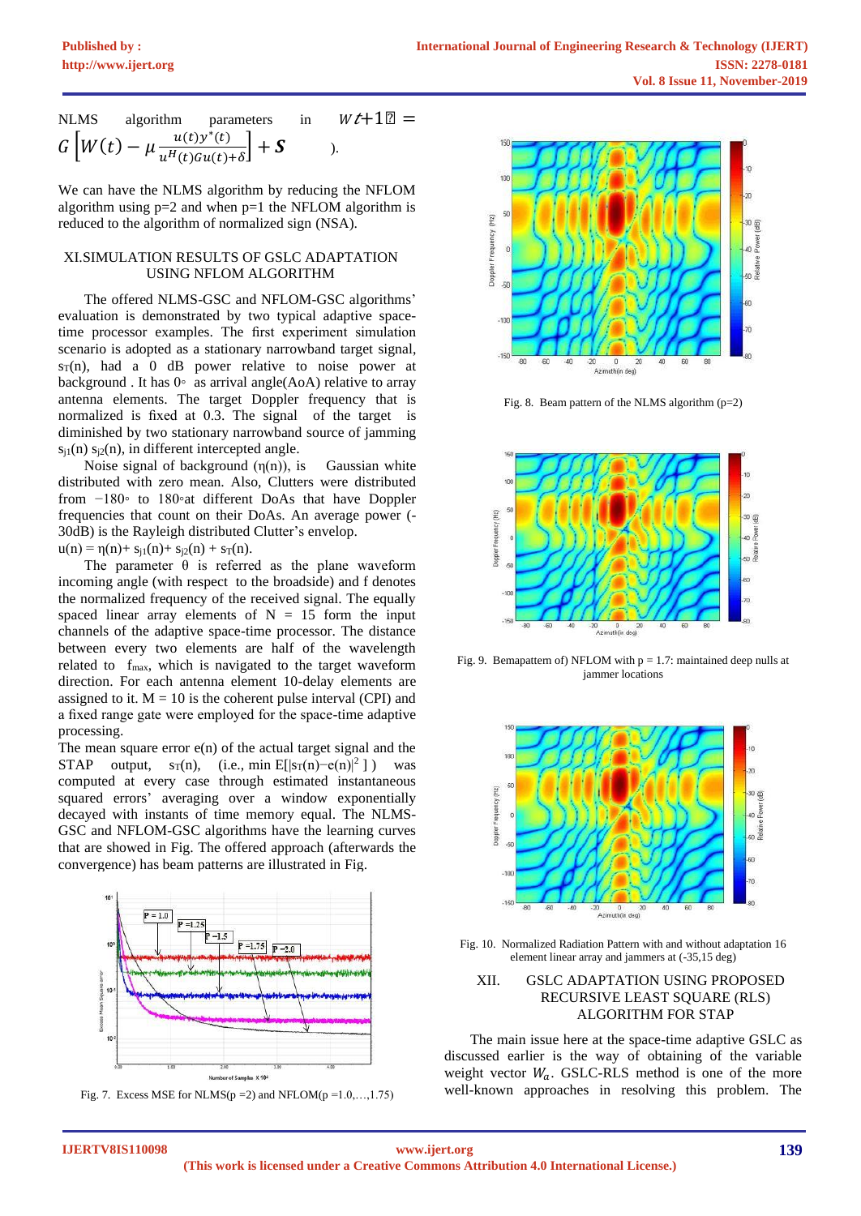NLMS algorithm parameters in $W(t+1) = G\left[W(t) - \mu \frac{u(t)y^*(t)}{u^H(t)Gu(t)+\delta}\right] + S$ ).

We can have the NLMS algorithm by reducing the NFLOM algorithm using p=2 and when p=1 the NFLOM algorithm is reduced to the algorithm of normalized sign (NSA).

## XI. SIMULATION RESULTS OF GSLC ADAPTATION USING NFLOM ALGORITHM

The offered NLMS-GSC and NFLOM-GSC algorithms' evaluation is demonstrated by two typical adaptive space-time processor examples. The first experiment simulation scenario is adopted as a stationary narrowband target signal, $s_T(n)$, had a 0 dB power relative to noise power at background . It has 0◦ as arrival angle(AoA) relative to array antenna elements. The target Doppler frequency that is normalized is fixed at 0.3. The signal of the target is diminished by two stationary narrowband source of jamming $s_{j1}(n)$ $s_{j2}(n)$, in different intercepted angle.

Noise signal of background ($\eta(n)$), is Gaussian white distributed with zero mean. Also, Clutters were distributed from −180◦ to 180◦at different DoAs that have Doppler frequencies that count on their DoAs. An average power (-30dB) is the Rayleigh distributed Clutter's envelop.

$u(n) = \eta(n) + s_{j1}(n) + s_{j2}(n) + s_T(n)$.

The parameter θ is referred as the plane waveform incoming angle (with respect to the broadside) and f denotes the normalized frequency of the received signal. The equally spaced linear array elements of N = 15 form the input channels of the adaptive space-time processor. The distance between every two elements are half of the wavelength related to $f_{max}$, which is navigated to the target waveform direction. For each antenna element 10-delay elements are assigned to it. M = 10 is the coherent pulse interval (CPI) and a fixed range gate were employed for the space-time adaptive processing.

The mean square error e(n) of the actual target signal and the STAP output, $s_T(n)$, (i.e., min $E[|s_T(n)-e(n)|^2]$ ) was computed at every case through estimated instantaneous squared errors' averaging over a window exponentially decayed with instants of time memory equal. The NLMS-GSC and NFLOM-GSC algorithms have the learning curves that are showed in Fig. The offered approach (afterwards the convergence) has beam patterns are illustrated in Fig.

Fig. 7. Excess MSE for NLMS(p =2) and NFLOM(p =1.0,…,1.75)

Fig. 8. Beam pattern of the NLMS algorithm (p=2)

Fig. 9. Bemapattem of) NFLOM with p = 1.7: maintained deep nulls at jammer locations

Fig. 10. Normalized Radiation Pattern with and without adaptation 16 element linear array and jammers at (-35,15 deg)

## XII. GSLC ADAPTATION USING PROPOSED RECURSIVE LEAST SQUARE (RLS) ALGORITHM FOR STAP

The main issue here at the space-time adaptive GSLC as discussed earlier is the way of obtaining of the variable weight vector $W_a$. GSLC-RLS method is one of the more well-known approaches in resolving this problem. The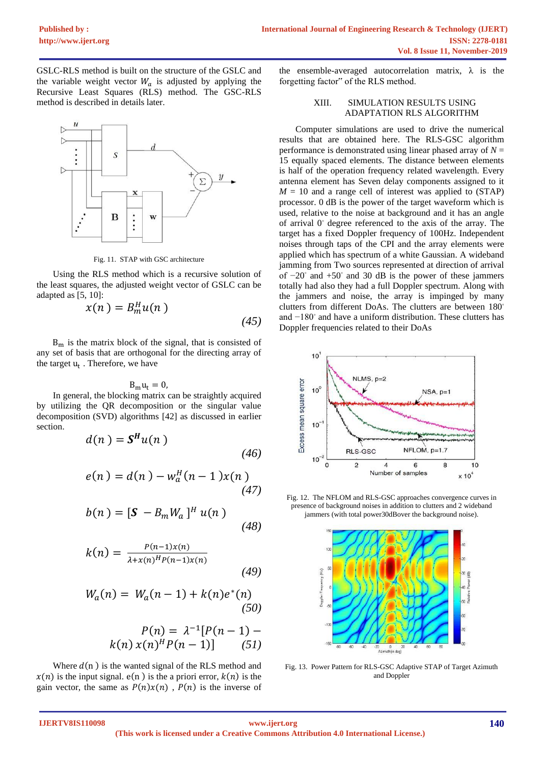GSLC-RLS method is built on the structure of the GSLC and the variable weight vector $W_a$ is adjusted by applying the Recursive Least Squares (RLS) method. The GSC-RLS method is described in details later.

Fig. 11. STAP with GSC architecture

Using the RLS method which is a recursive solution of the least squares, the adjusted weight vector of GSLC can be adapted as [5, 10]:

$$x(n) = B_m^H u(n) \tag{45}$$

$B_m$ is the matrix block of the signal, that is consisted of any set of basis that are orthogonal for the directing array of the target $u_t$ . Therefore, we have

$$B_m u_t = 0,$$

In general, the blocking matrix can be straightly acquired by utilizing the QR decomposition or the singular value decomposition (SVD) algorithms [42] as discussed in earlier section.

$$d(n) = \boldsymbol{S}^{\boldsymbol{H}} u(n) \tag{46}$$

$$e(n) = d(n) - w_a^H(n-1)x(n) \tag{47}$$

$$b(n) = [\boldsymbol{S} - B_m W_a]^H u(n) \tag{48}$$

$$k(n) = \frac{P(n-1)x(n)}{\lambda + x(n)^H P(n-1)x(n)} \tag{49}$$

$$W_a(n) = W_a(n-1) + k(n)e^*(n) \tag{50}$$

$$P(n) = \lambda^{-1}[P(n-1) - k(n)\, x(n)^H P(n-1)] \tag{51}$$

Where $d(n)$ is the wanted signal of the RLS method and $x(n)$ is the input signal. $e(n)$ is the a priori error, $k(n)$ is the gain vector, the same as $P(n)x(n)$ , $P(n)$ is the inverse of the ensemble-averaged autocorrelation matrix, λ is the forgetting factor" of the RLS method.

## XIII. SIMULATION RESULTS USING ADAPTATION RLS ALGORITHM

Computer simulations are used to drive the numerical results that are obtained here. The RLS-GSC algorithm performance is demonstrated using linear phased array of $N$ = 15 equally spaced elements. The distance between elements is half of the operation frequency related wavelength. Every antenna element has Seven delay components assigned to it $M$ = 10 and a range cell of interest was applied to (STAP) processor. 0 dB is the power of the target waveform which is used, relative to the noise at background and it has an angle of arrival 0° degree referenced to the axis of the array. The target has a fixed Doppler frequency of 100Hz. Independent noises through taps of the CPI and the array elements were applied which has spectrum of a white Gaussian. A wideband jamming from Two sources represented at direction of arrival of −20° and +50° and 30 dB is the power of these jammers totally had also they had a full Doppler spectrum. Along with the jammers and noise, the array is impinged by many clutters from different DoAs. The clutters are between 180° and −180° and have a uniform distribution. These clutters has Doppler frequencies related to their DoAs

Fig. 12. The NFLOM and RLS-GSC approaches convergence curves in presence of background noises in addition to clutters and 2 wideband jammers (with total power30dBover the background noise).

Fig. 13. Power Pattern for RLS-GSC Adaptive STAP of Target Azimuth and Doppler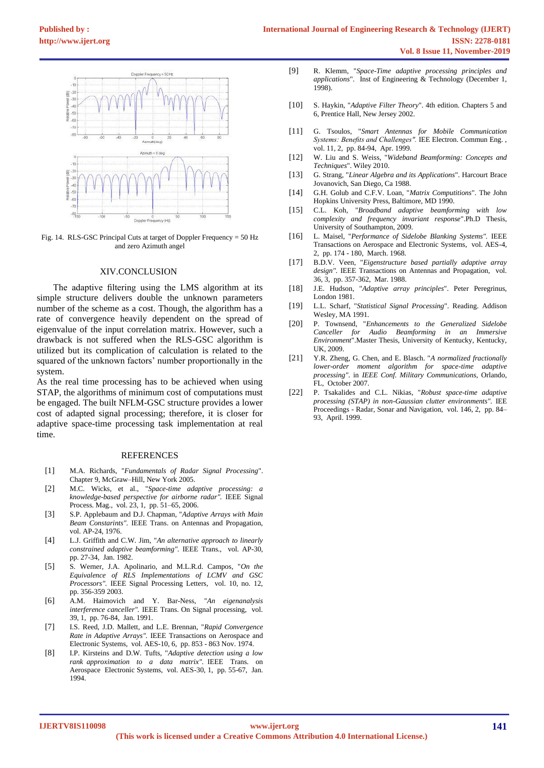Doppler Frequency = 50 Hz

Relative Power (dB)

0
-10
-20
-30
-40
-50
-60
-70
-80

-80 -60 -40 -20 0 20 40 60 80

Azimuth(deg)

Azimuth = 0 deg

Relative Power (dB)

0
-10
-20
-30
-40
-50
-60
-70
-80

-150 -100 -50 0 50 100 150

Doppler Frequency (Hz)

Fig. 14. RLS-GSC Principal Cuts at target of Doppler Frequency = 50 Hz and zero Azimuth angel

## XIV.CONCLUSION

The adaptive filtering using the LMS algorithm at its simple structure delivers double the unknown parameters number of the scheme as a cost. Though, the algorithm has a rate of convergence heavily dependent on the spread of eigenvalue of the input correlation matrix. However, such a drawback is not suffered when the RLS-GSC algorithm is utilized but its complication of calculation is related to the squared of the unknown factors' number proportionally in the system.

As the real time processing has to be achieved when using STAP, the algorithms of minimum cost of computations must be engaged. The built NFLM-GSC structure provides a lower cost of adapted signal processing; therefore, it is closer for adaptive space-time processing task implementation at real time.

## REFERENCES

[1] M.A. Richards, "*Fundamentals of Radar Signal Processing*". Chapter 9, McGraw–Hill, New York 2005.

[2] M.C. Wicks, et al., "*Space-time adaptive processing: a knowledge-based perspective for airborne radar".* IEEE Signal Process. Mag., vol. 23, 1, pp. 51–65, 2006.

[3] S.P. Applebaum and D.J. Chapman, "*Adaptive Arrays with Main Beam Constarints".* IEEE Trans. on Antennas and Propagation, vol. AP-24, 1976.

[4] L.J. Griffith and C.W. Jim, "*An alternative approach to linearly constrained adaptive beamforming".* IEEE Trans., vol. AP-30, pp. 27-34, Jan. 1982.

[5] S. Werner, J.A. Apolinario, and M.L.R.d. Campos, "*On the Equivalence of RLS Implementations of LCMV and GSC Processors".* IEEE Signal Processing Letters, vol. 10, no. 12, pp. 356-359 2003.

[6] A.M. Haimovich and Y. Bar-Ness, "*An eigenanalysis interference canceller".* IEEE Trans. On Signal processing, vol. 39, 1, pp. 76-84, Jan. 1991.

[7] I.S. Reed, J.D. Mallett, and L.E. Brennan, "*Rapid Convergence Rate in Adaptive Arrays".* IEEE Transactions on Aerospace and Electronic Systems, vol. AES-10, 6, pp. 853 - 863 Nov. 1974.

[8] I.P. Kirsteins and D.W. Tufts, "*Adaptive detection using a low rank approximation to a data matrix".* IEEE Trans. on Aerospace Electronic Systems, vol. AES-30, 1, pp. 55-67, Jan. 1994.

[9] R. Klemm, "*Space-Time adaptive processing principles and applications*". Inst of Engineering & Technology (December 1, 1998).

[10] S. Haykin, "*Adaptive Filter Theory*". 4th edition. Chapters 5 and 6, Prentice Hall, New Jersey 2002.

[11] G. Tsoulos, "*Smart Antennas for Mobile Communication Systems: Benefits and Challenges".* IEE Electron. Commun Eng. , vol. 11, 2, pp. 84-94, Apr. 1999.

[12] W. Liu and S. Weiss, "*Wideband Beamforming: Concepts and Techniques*". Wiley 2010.

[13] G. Strang, "*Linear Algebra and its Applications*". Harcourt Brace Jovanovich, San Diego, Ca 1988.

[14] G.H. Golub and C.F.V. Loan, "*Matrix Computitions*". The John Hopkins University Press, Baltimore, MD 1990.

[15] C.L. Koh, "*Broadband adaptive beamforming with low complexity and frequency invariant response*".Ph.D Thesis, University of Southampton, 2009.

[16] L. Maisel, "*Performance of Sidelobe Blanking Systems".* IEEE Transactions on Aerospace and Electronic Systems, vol. AES-4, 2, pp. 174 - 180, March. 1968.

[17] B.D.V. Veen, "*Eigenstructure based partially adaptive array design".* IEEE Transactions on Antennas and Propagation, vol. 36, 3, pp. 357-362, Mar. 1988.

[18] J.E. Hudson, "*Adaptive array principles*". Peter Peregrinus, London 1981.

[19] L.L. Scharf, "*Statistical Signal Processing*". Reading. Addison Wesley, MA 1991.

[20] P. Townsend, "*Enhancements to the Generalized Sidelobe Canceller for Audio Beamforming in an Immersive Environment*".Master Thesis, University of Kentucky, Kentucky, UK, 2009.

[21] Y.R. Zheng, G. Chen, and E. Blasch. "*A normalized fractionally lower-order moment algorithm for space-time adaptive processing*". in *IEEE Conf. Military Communications*, Orlando, FL, October 2007.

[22] P. Tsakalides and C.L. Nikias, "*Robust space-time adaptive processing (STAP) in non-Gaussian clutter environments".* IEE Proceedings - Radar, Sonar and Navigation, vol. 146, 2, pp. 84–93, April. 1999.